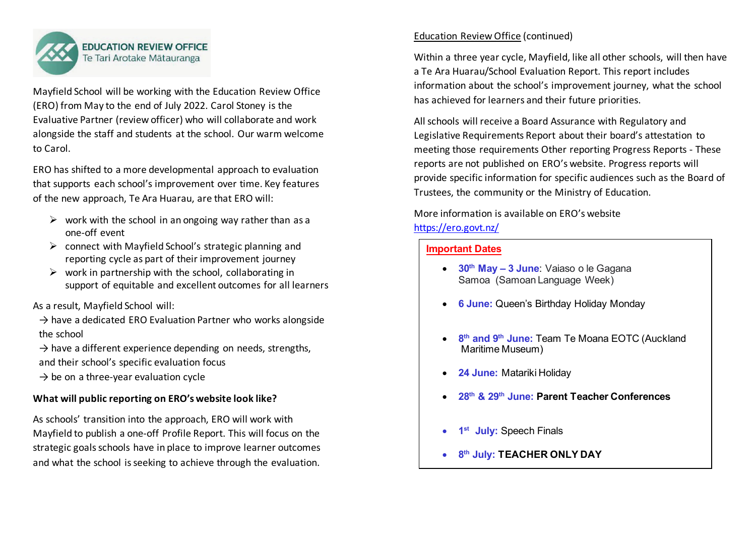**EDUCATION REVIEW OFFICE**
Te Tari Arotake Mātauranga

Mayfield School will be working with the Education Review Office (ERO) from May to the end of July 2022. Carol Stoney is the Evaluative Partner (review officer) who will collaborate and work alongside the staff and students at the school. Our warm welcome to Carol.

ERO has shifted to a more developmental approach to evaluation that supports each school's improvement over time. Key features of the new approach, Te Ara Huarau, are that ERO will:

- work with the school in an ongoing way rather than as a one-off event
- connect with Mayfield School's strategic planning and reporting cycle as part of their improvement journey
- work in partnership with the school, collaborating in support of equitable and excellent outcomes for all learners

As a result, Mayfield School will:

→ have a dedicated ERO Evaluation Partner who works alongside the school

→ have a different experience depending on needs, strengths, and their school's specific evaluation focus

→ be on a three-year evaluation cycle

**What will public reporting on ERO's website look like?**

As schools' transition into the approach, ERO will work with Mayfield to publish a one-off Profile Report. This will focus on the strategic goals schools have in place to improve learner outcomes and what the school is seeking to achieve through the evaluation.

Education Review Office (continued)

Within a three year cycle, Mayfield, like all other schools, will then have a Te Ara Huarau/School Evaluation Report. This report includes information about the school's improvement journey, what the school has achieved for learners and their future priorities.

All schools will receive a Board Assurance with Regulatory and Legislative Requirements Report about their board's attestation to meeting those requirements Other reporting Progress Reports - These reports are not published on ERO's website. Progress reports will provide specific information for specific audiences such as the Board of Trustees, the community or the Ministry of Education.

More information is available on ERO's website https://ero.govt.nz/

**Important Dates**

- **30th May – 3 June**: Vaiaso o le Gagana Samoa (Samoan Language Week)
- **6 June:** Queen's Birthday Holiday Monday
- **8th and 9th June:** Team Te Moana EOTC (Auckland Maritime Museum)
- **24 June:** Matariki Holiday
- **28th & 29th June:** **Parent Teacher Conferences**
- **1st July:** Speech Finals
- **8th July:** **TEACHER ONLY DAY**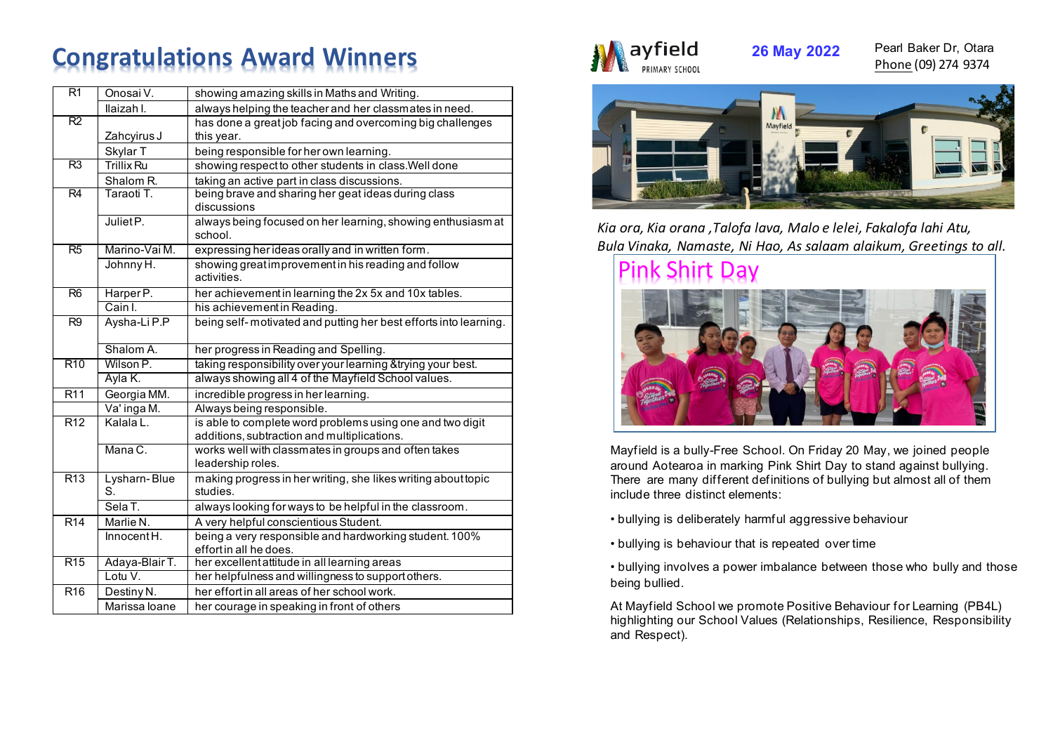# Congratulations Award Winners

| | | |
|---|---|---|
| R1 | Onosai V. | showing amazing skills in Maths and Writing. |
| | Ilaizah I. | always helping the teacher and her classmates in need. |
| R2 | Zahcyirus J | has done a great job facing and overcoming big challenges this year. |
| | Skylar T | being responsible for her own learning. |
| R3 | Trillix Ru | showing respect to other students in class.Well done |
| | Shalom R. | taking an active part in class discussions. |
| R4 | Taraoti T. | being brave and sharing her geat ideas during class discussions |
| | Juliet P. | always being focused on her learning, showing enthusiasm at school. |
| R5 | Marino-Vai M. | expressing her ideas orally and in written form. |
| | Johnny H. | showing great improvement in his reading and follow activities. |
| R6 | Harper P. | her achievement in learning the 2x 5x and 10x tables. |
| | Cain I. | his achievement in Reading. |
| R9 | Aysha-Li P.P | being self- motivated and putting her best efforts into learning. |
| | Shalom A. | her progress in Reading and Spelling. |
| R10 | Wilson P. | taking responsibility over your learning &trying your best. |
| | Ayla K. | always showing all 4 of the Mayfield School values. |
| R11 | Georgia MM. | incredible progress in her learning. |
| | Va' inga M. | Always being responsible. |
| R12 | Kalala L. | is able to complete word problems using one and two digit additions, subtraction and multiplications. |
| | Mana C. | works well with classmates in groups and often takes leadership roles. |
| R13 | Lysharn- Blue S. | making progress in her writing, she likes writing about topic studies. |
| | Sela T. | always looking for ways to be helpful in the classroom. |
| R14 | Marlie N. | A very helpful conscientious Student. |
| | Innocent H. | being a very responsible and hardworking student. 100% effort in all he does. |
| R15 | Adaya-Blair T. | her excellent attitude in all learning areas |
| | Lotu V. | her helpfulness and willingness to support others. |
| R16 | Destiny N. | her effort in all areas of her school work. |
| | Marissa Ioane | her courage in speaking in front of others |

Mayfield PRIMARY SCHOOL

**26 May 2022**

Pearl Baker Dr, Otara
Phone (09) 274 9374

*Kia ora, Kia orana ,Talofa lava, Malo e lelei, Fakalofa lahi Atu, Bula Vinaka, Namaste, Ni Hao, As salaam alaikum, Greetings to all.*

## Pink Shirt Day

Mayfield is a bully-Free School. On Friday 20 May, we joined people around Aotearoa in marking Pink Shirt Day to stand against bullying. There are many different definitions of bullying but almost all of them include three distinct elements:

- bullying is deliberately harmful aggressive behaviour
- bullying is behaviour that is repeated over time
- bullying involves a power imbalance between those who bully and those being bullied.

At Mayfield School we promote Positive Behaviour for Learning (PB4L) highlighting our School Values (Relationships, Resilience, Responsibility and Respect).